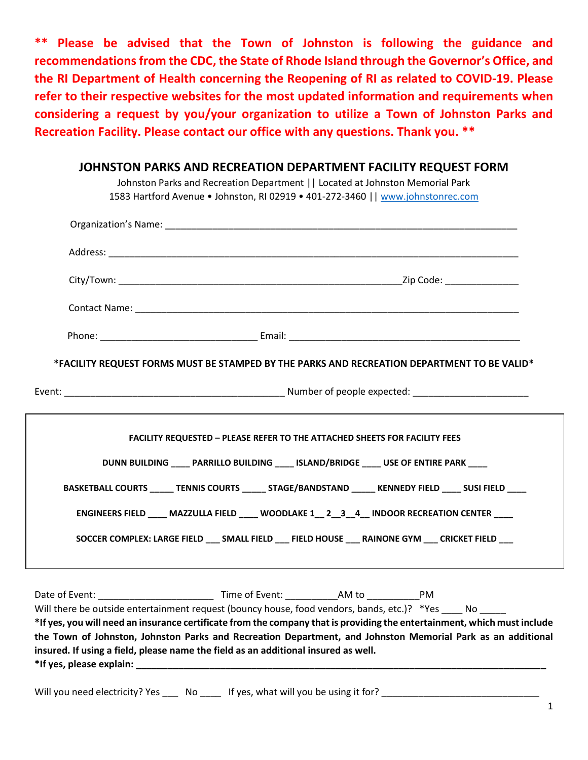**\*\* Please be advised that the Town of Johnston is following the guidance and recommendations from the CDC, the State of Rhode Island through the Governor's Office, and the RI Department of Health concerning the Reopening of RI as related to COVID-19. Please refer to their respective websites for the most updated information and requirements when considering a request by you/your organization to utilize a Town of Johnston Parks and Recreation Facility. Please contact our office with any questions. Thank you. \*\***

## JOHNSTON PARKS AND RECREATION DEPARTMENT FACILITY REQUEST FORM

Johnston Parks and Recreation Department || Located at Johnston Memorial Park
1583 Hartford Avenue • Johnston, RI 02919 • 401-272-3460 || www.johnstonrec.com

Organization's Name: ______________________________________________________________________

Address: ___________________________________________________________________________

City/Town: ___________________________________________________Zip Code: _____________

Contact Name: ______________________________________________________________________

Phone: ____________________________ Email: _________________________________________

**\*FACILITY REQUEST FORMS MUST BE STAMPED BY THE PARKS AND RECREATION DEPARTMENT TO BE VALID\***

Event: ________________________________________ Number of people expected: ____________________

**FACILITY REQUESTED – PLEASE REFER TO THE ATTACHED SHEETS FOR FACILITY FEES**

**DUNN BUILDING ____ PARRILLO BUILDING ____ ISLAND/BRIDGE ____ USE OF ENTIRE PARK ____**

**BASKETBALL COURTS _____ TENNIS COURTS _____ STAGE/BANDSTAND _____ KENNEDY FIELD ____ SUSI FIELD ____**

**ENGINEERS FIELD ____ MAZZULLA FIELD ____ WOODLAKE 1__ 2__3__4__ INDOOR RECREATION CENTER ____**

**SOCCER COMPLEX: LARGE FIELD ___ SMALL FIELD ___ FIELD HOUSE ___ RAINONE GYM ___ CRICKET FIELD ___**

Date of Event: ____________________ Time of Event: __________AM to __________PM

Will there be outside entertainment request (bouncy house, food vendors, bands, etc.)? \*Yes ____ No _____

**\*If yes, you will need an insurance certificate from the company that is providing the entertainment, which must include the Town of Johnston, Johnston Parks and Recreation Department, and Johnston Memorial Park as an additional insured. If using a field, please name the field as an additional insured as well.**

**\*If yes, please explain: ___________________________________________________________________________**

Will you need electricity? Yes ___ No ____ If yes, what will you be using it for? ____________________________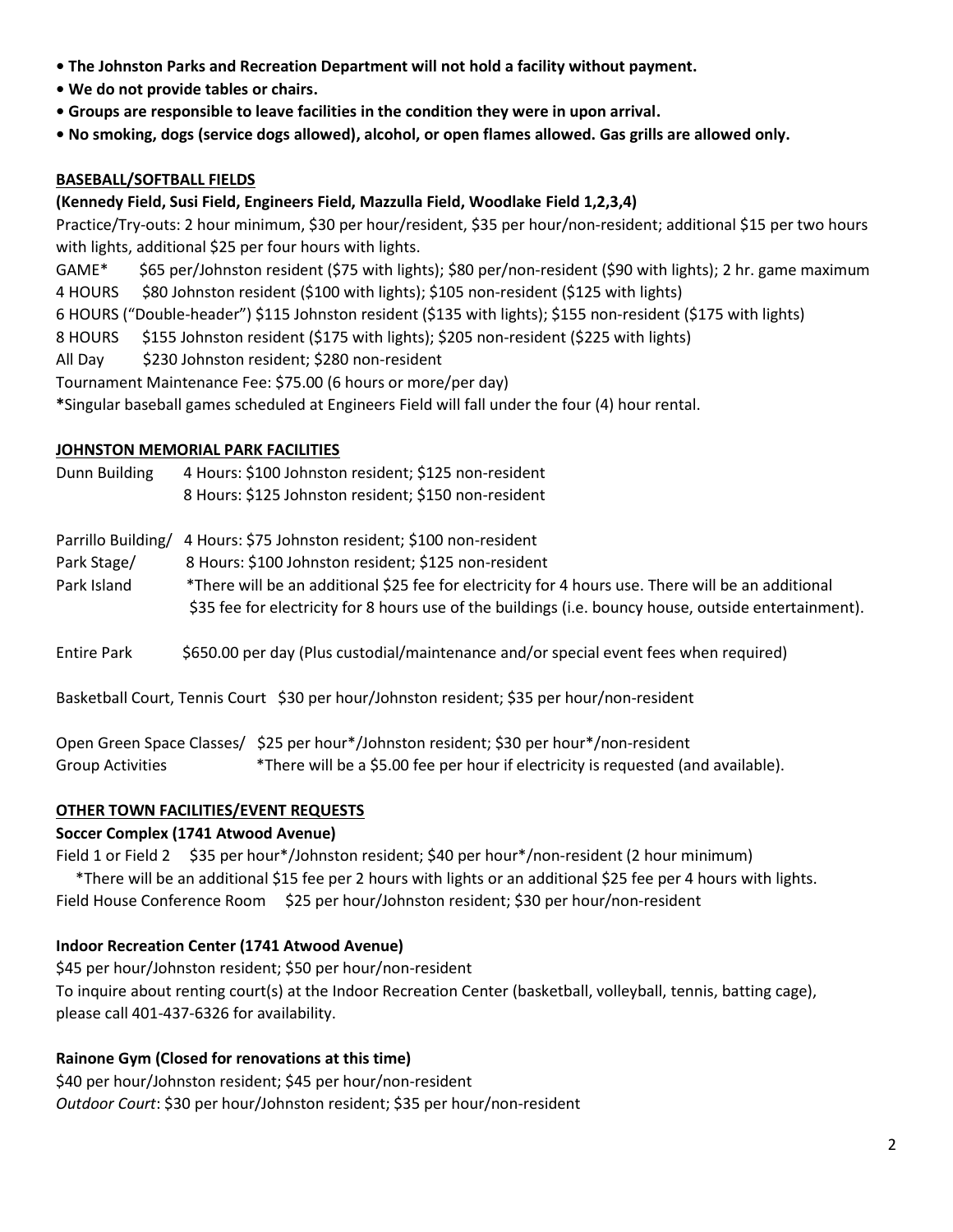- **The Johnston Parks and Recreation Department will not hold a facility without payment.**
- **We do not provide tables or chairs.**
- **Groups are responsible to leave facilities in the condition they were in upon arrival.**
- **No smoking, dogs (service dogs allowed), alcohol, or open flames allowed. Gas grills are allowed only.**

## BASEBALL/SOFTBALL FIELDS

**(Kennedy Field, Susi Field, Engineers Field, Mazzulla Field, Woodlake Field 1,2,3,4)**

Practice/Try-outs: 2 hour minimum, $30 per hour/resident, $35 per hour/non-resident; additional $15 per two hours with lights, additional $25 per four hours with lights.

GAME* $65 per/Johnston resident ($75 with lights); $80 per/non-resident ($90 with lights); 2 hr. game maximum

4 HOURS $80 Johnston resident ($100 with lights); $105 non-resident ($125 with lights)

6 HOURS ("Double-header") $115 Johnston resident ($135 with lights); $155 non-resident ($175 with lights)

8 HOURS $155 Johnston resident ($175 with lights); $205 non-resident ($225 with lights)

All Day $230 Johnston resident; $280 non-resident

Tournament Maintenance Fee: $75.00 (6 hours or more/per day)

*Singular baseball games scheduled at Engineers Field will fall under the four (4) hour rental.

## JOHNSTON MEMORIAL PARK FACILITIES

Dunn Building
4 Hours: $100 Johnston resident; $125 non-resident
8 Hours: $125 Johnston resident; $150 non-resident

Parrillo Building/ Park Stage/ Park Island
4 Hours: $75 Johnston resident; $100 non-resident
8 Hours: $100 Johnston resident; $125 non-resident
*There will be an additional $25 fee for electricity for 4 hours use. There will be an additional $35 fee for electricity for 8 hours use of the buildings (i.e. bouncy house, outside entertainment).

Entire Park $650.00 per day (Plus custodial/maintenance and/or special event fees when required)

Basketball Court, Tennis Court $30 per hour/Johnston resident; $35 per hour/non-resident

Open Green Space Classes/ Group Activities $25 per hour*/Johnston resident; $30 per hour*/non-resident
*There will be a $5.00 fee per hour if electricity is requested (and available).

## OTHER TOWN FACILITIES/EVENT REQUESTS

### Soccer Complex (1741 Atwood Avenue)

Field 1 or Field 2 $35 per hour*/Johnston resident; $40 per hour*/non-resident (2 hour minimum)
*There will be an additional $15 fee per 2 hours with lights or an additional $25 fee per 4 hours with lights.

Field House Conference Room $25 per hour/Johnston resident; $30 per hour/non-resident

### Indoor Recreation Center (1741 Atwood Avenue)

$45 per hour/Johnston resident; $50 per hour/non-resident

To inquire about renting court(s) at the Indoor Recreation Center (basketball, volleyball, tennis, batting cage), please call 401-437-6326 for availability.

### Rainone Gym (Closed for renovations at this time)

$40 per hour/Johnston resident; $45 per hour/non-resident

*Outdoor Court*: $30 per hour/Johnston resident; $35 per hour/non-resident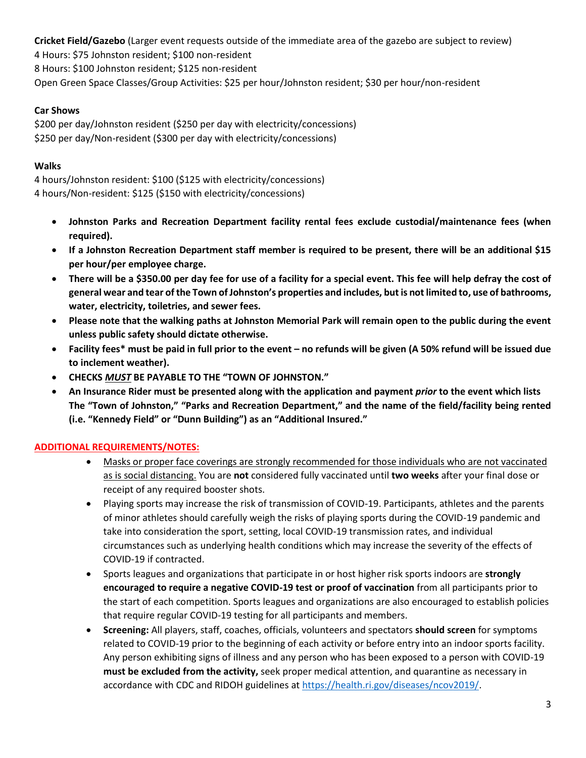**Cricket Field/Gazebo** (Larger event requests outside of the immediate area of the gazebo are subject to review)
4 Hours: $75 Johnston resident; $100 non-resident
8 Hours: $100 Johnston resident; $125 non-resident
Open Green Space Classes/Group Activities: $25 per hour/Johnston resident; $30 per hour/non-resident

**Car Shows**
$200 per day/Johnston resident ($250 per day with electricity/concessions)
$250 per day/Non-resident ($300 per day with electricity/concessions)

**Walks**
4 hours/Johnston resident: $100 ($125 with electricity/concessions)
4 hours/Non-resident: $125 ($150 with electricity/concessions)

- **Johnston Parks and Recreation Department facility rental fees exclude custodial/maintenance fees (when required).**
- **If a Johnston Recreation Department staff member is required to be present, there will be an additional $15 per hour/per employee charge.**
- **There will be a $350.00 per day fee for use of a facility for a special event. This fee will help defray the cost of general wear and tear of the Town of Johnston's properties and includes, but is not limited to, use of bathrooms, water, electricity, toiletries, and sewer fees.**
- **Please note that the walking paths at Johnston Memorial Park will remain open to the public during the event unless public safety should dictate otherwise.**
- **Facility fees* must be paid in full prior to the event – no refunds will be given (A 50% refund will be issued due to inclement weather).**
- **CHECKS _MUST_ BE PAYABLE TO THE "TOWN OF JOHNSTON."**
- **An Insurance Rider must be presented along with the application and payment *prior* to the event which lists The "Town of Johnston," "Parks and Recreation Department," and the name of the field/facility being rented (i.e. "Kennedy Field" or "Dunn Building") as an "Additional Insured."**

**ADDITIONAL REQUIREMENTS/NOTES:**

- Masks or proper face coverings are strongly recommended for those individuals who are not vaccinated as is social distancing. You are **not** considered fully vaccinated until **two weeks** after your final dose or receipt of any required booster shots.
- Playing sports may increase the risk of transmission of COVID-19. Participants, athletes and the parents of minor athletes should carefully weigh the risks of playing sports during the COVID-19 pandemic and take into consideration the sport, setting, local COVID-19 transmission rates, and individual circumstances such as underlying health conditions which may increase the severity of the effects of COVID-19 if contracted.
- Sports leagues and organizations that participate in or host higher risk sports indoors are **strongly encouraged to require a negative COVID-19 test or proof of vaccination** from all participants prior to the start of each competition. Sports leagues and organizations are also encouraged to establish policies that require regular COVID-19 testing for all participants and members.
- **Screening:** All players, staff, coaches, officials, volunteers and spectators **should screen** for symptoms related to COVID-19 prior to the beginning of each activity or before entry into an indoor sports facility. Any person exhibiting signs of illness and any person who has been exposed to a person with COVID-19 **must be excluded from the activity,** seek proper medical attention, and quarantine as necessary in accordance with CDC and RIDOH guidelines at https://health.ri.gov/diseases/ncov2019/.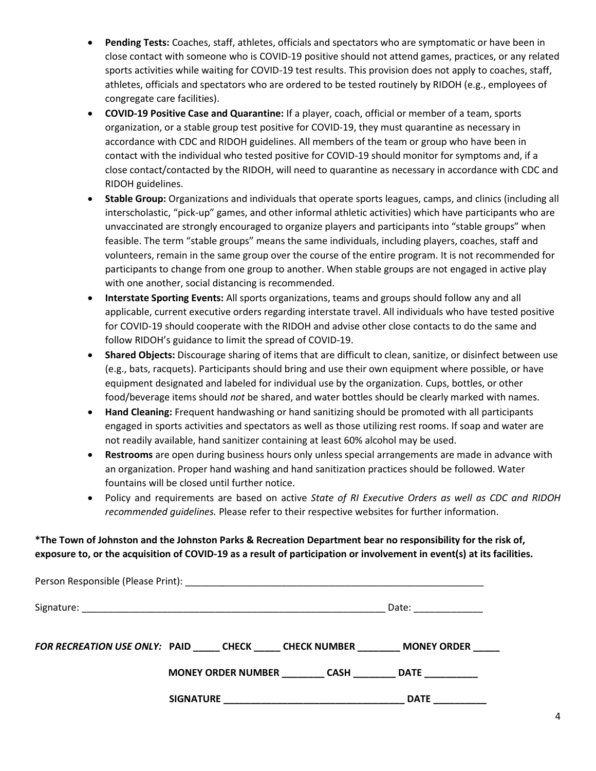- **Pending Tests:** Coaches, staff, athletes, officials and spectators who are symptomatic or have been in close contact with someone who is COVID-19 positive should not attend games, practices, or any related sports activities while waiting for COVID-19 test results. This provision does not apply to coaches, staff, athletes, officials and spectators who are ordered to be tested routinely by RIDOH (e.g., employees of congregate care facilities).
- **COVID-19 Positive Case and Quarantine:** If a player, coach, official or member of a team, sports organization, or a stable group test positive for COVID-19, they must quarantine as necessary in accordance with CDC and RIDOH guidelines. All members of the team or group who have been in contact with the individual who tested positive for COVID-19 should monitor for symptoms and, if a close contact/contacted by the RIDOH, will need to quarantine as necessary in accordance with CDC and RIDOH guidelines.
- **Stable Group:** Organizations and individuals that operate sports leagues, camps, and clinics (including all interscholastic, "pick-up" games, and other informal athletic activities) which have participants who are unvaccinated are strongly encouraged to organize players and participants into "stable groups" when feasible. The term "stable groups" means the same individuals, including players, coaches, staff and volunteers, remain in the same group over the course of the entire program. It is not recommended for participants to change from one group to another. When stable groups are not engaged in active play with one another, social distancing is recommended.
- **Interstate Sporting Events:** All sports organizations, teams and groups should follow any and all applicable, current executive orders regarding interstate travel. All individuals who have tested positive for COVID-19 should cooperate with the RIDOH and advise other close contacts to do the same and follow RIDOH's guidance to limit the spread of COVID-19.
- **Shared Objects:** Discourage sharing of items that are difficult to clean, sanitize, or disinfect between use (e.g., bats, racquets). Participants should bring and use their own equipment where possible, or have equipment designated and labeled for individual use by the organization. Cups, bottles, or other food/beverage items should *not* be shared, and water bottles should be clearly marked with names.
- **Hand Cleaning:** Frequent handwashing or hand sanitizing should be promoted with all participants engaged in sports activities and spectators as well as those utilizing rest rooms. If soap and water are not readily available, hand sanitizer containing at least 60% alcohol may be used.
- **Restrooms** are open during business hours only unless special arrangements are made in advance with an organization. Proper hand washing and hand sanitization practices should be followed. Water fountains will be closed until further notice.
- Policy and requirements are based on active *State of RI Executive Orders as well as CDC and RIDOH recommended guidelines.* Please refer to their respective websites for further information.

**\*The Town of Johnston and the Johnston Parks & Recreation Department bear no responsibility for the risk of, exposure to, or the acquisition of COVID-19 as a result of participation or involvement in event(s) at its facilities.**

Person Responsible (Please Print): ___________________________________________________________

Signature: ___________________________________________________________ Date: _____________

***FOR RECREATION USE ONLY:*** **PAID _____ CHECK _____ CHECK NUMBER ________ MONEY ORDER _____**

**MONEY ORDER NUMBER ________ CASH ________ DATE __________**

**SIGNATURE __________________________________ DATE __________**